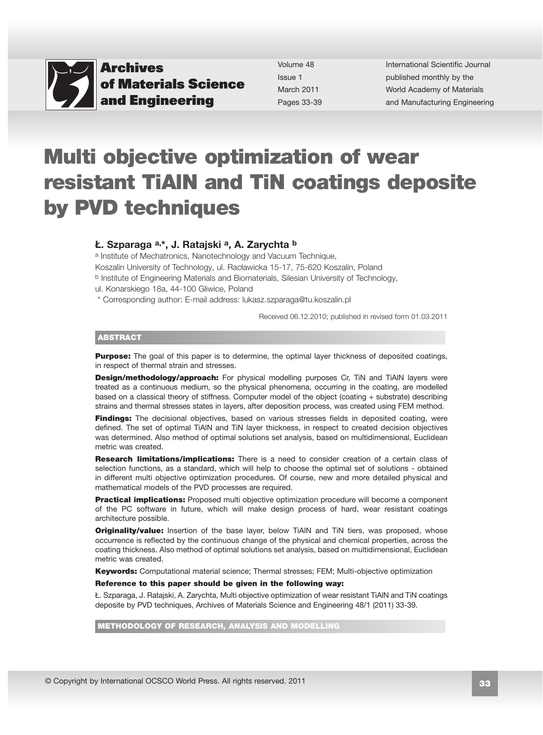# Multi objective optimization of wear resistant TiAlN and TiN coatings deposite by PVD techniques

**Ł. Szparaga [a,*], J. Ratajski [a], A. Zarychta [b]**

[a] Institute of Mechatronics, Nanotechnology and Vacuum Technique, Koszalin University of Technology, ul. Racławicka 15-17, 75-620 Koszalin, Poland

[b] Institute of Engineering Materials and Biomaterials, Silesian University of Technology, ul. Konarskiego 18a, 44-100 Gliwice, Poland

\* Corresponding author: E-mail address: lukasz.szparaga@tu.koszalin.pl

Received 06.12.2010; published in revised form 01.03.2011

## ABSTRACT

**Purpose:** The goal of this paper is to determine, the optimal layer thickness of deposited coatings, in respect of thermal strain and stresses.

**Design/methodology/approach:** For physical modelling purposes Cr, TiN and TiAlN layers were treated as a continuous medium, so the physical phenomena, occurring in the coating, are modelled based on a classical theory of stiffness. Computer model of the object (coating + substrate) describing strains and thermal stresses states in layers, after deposition process, was created using FEM method.

**Findings:** The decisional objectives, based on various stresses fields in deposited coating, were defined. The set of optimal TiAlN and TiN layer thickness, in respect to created decision objectives was determined. Also method of optimal solutions set analysis, based on multidimensional, Euclidean metric was created.

**Research limitations/implications:** There is a need to consider creation of a certain class of selection functions, as a standard, which will help to choose the optimal set of solutions - obtained in different multi objective optimization procedures. Of course, new and more detailed physical and mathematical models of the PVD processes are required.

**Practical implications:** Proposed multi objective optimization procedure will become a component of the PC software in future, which will make design process of hard, wear resistant coatings architecture possible.

**Originality/value:** Insertion of the base layer, below TiAlN and TiN tiers, was proposed, whose occurrence is reflected by the continuous change of the physical and chemical properties, across the coating thickness. Also method of optimal solutions set analysis, based on multidimensional, Euclidean metric was created.

**Keywords:** Computational material science; Thermal stresses; FEM; Multi-objective optimization

**Reference to this paper should be given in the following way:**

Ł. Szparaga, J. Ratajski, A. Zarychta, Multi objective optimization of wear resistant TiAlN and TiN coatings deposite by PVD techniques, Archives of Materials Science and Engineering 48/1 (2011) 33-39.

**METHODOLOGY OF RESEARCH, ANALYSIS AND MODELLING**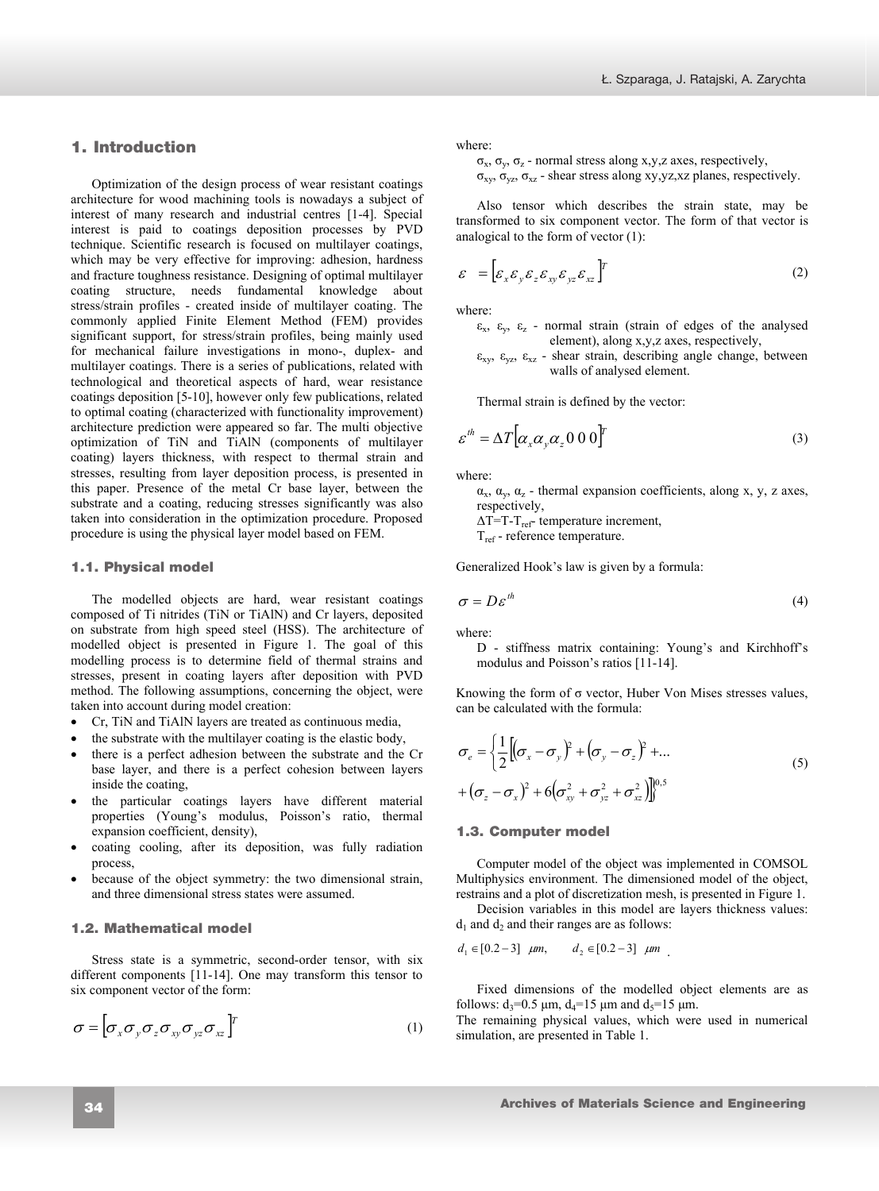## 1. Introduction

Optimization of the design process of wear resistant coatings architecture for wood machining tools is nowadays a subject of interest of many research and industrial centres [1-4]. Special interest is paid to coatings deposition processes by PVD technique. Scientific research is focused on multilayer coatings, which may be very effective for improving: adhesion, hardness and fracture toughness resistance. Designing of optimal multilayer coating structure, needs fundamental knowledge about stress/strain profiles - created inside of multilayer coating. The commonly applied Finite Element Method (FEM) provides significant support, for stress/strain profiles, being mainly used for mechanical failure investigations in mono-, duplex- and multilayer coatings. There is a series of publications, related with technological and theoretical aspects of hard, wear resistance coatings deposition [5-10], however only few publications, related to optimal coating (characterized with functionality improvement) architecture prediction were appeared so far. The multi objective optimization of TiN and TiAlN (components of multilayer coating) layers thickness, with respect to thermal strain and stresses, resulting from layer deposition process, is presented in this paper. Presence of the metal Cr base layer, between the substrate and a coating, reducing stresses significantly was also taken into consideration in the optimization procedure. Proposed procedure is using the physical layer model based on FEM.

### 1.1. Physical model

The modelled objects are hard, wear resistant coatings composed of Ti nitrides (TiN or TiAlN) and Cr layers, deposited on substrate from high speed steel (HSS). The architecture of modelled object is presented in Figure 1. The goal of this modelling process is to determine field of thermal strains and stresses, present in coating layers after deposition with PVD method. The following assumptions, concerning the object, were taken into account during model creation:

- Cr, TiN and TiAlN layers are treated as continuous media,
- the substrate with the multilayer coating is the elastic body,
- there is a perfect adhesion between the substrate and the Cr base layer, and there is a perfect cohesion between layers inside the coating,
- the particular coatings layers have different material properties (Young's modulus, Poisson's ratio, thermal expansion coefficient, density),
- coating cooling, after its deposition, was fully radiation process,
- because of the object symmetry: the two dimensional strain, and three dimensional stress states were assumed.

### 1.2. Mathematical model

Stress state is a symmetric, second-order tensor, with six different components [11-14]. One may transform this tensor to six component vector of the form:

$$\sigma = \left[\sigma_x \sigma_y \sigma_z \sigma_{xy} \sigma_{yz} \sigma_{xz}\right]^T \tag{1}$$

where:

$\sigma_x$, $\sigma_y$, $\sigma_z$ - normal stress along x,y,z axes, respectively,
$\sigma_{xy}$, $\sigma_{yz}$, $\sigma_{xz}$ - shear stress along xy,yz,xz planes, respectively.

Also tensor which describes the strain state, may be transformed to six component vector. The form of that vector is analogical to the form of vector (1):

$$\varepsilon = \left[\varepsilon_x \varepsilon_y \varepsilon_z \varepsilon_{xy} \varepsilon_{yz} \varepsilon_{xz}\right]^T \tag{2}$$

where:

$\varepsilon_x$, $\varepsilon_y$, $\varepsilon_z$ - normal strain (strain of edges of the analysed element), along x,y,z axes, respectively,
$\varepsilon_{xy}$, $\varepsilon_{yz}$, $\varepsilon_{xz}$ - shear strain, describing angle change, between walls of analysed element.

Thermal strain is defined by the vector:

$$\varepsilon^{th} = \Delta T\left[\alpha_x \alpha_y \alpha_z \, 0 \, 0 \, 0\right]^T \tag{3}$$

where:

$\alpha_x$, $\alpha_y$, $\alpha_z$ - thermal expansion coefficients, along x, y, z axes, respectively,
$\Delta T = T - T_{ref}$ - temperature increment,
$T_{ref}$ - reference temperature.

Generalized Hook's law is given by a formula:

$$\sigma = D\varepsilon^{th} \tag{4}$$

where:

D - stiffness matrix containing: Young's and Kirchhoff's modulus and Poisson's ratios [11-14].

Knowing the form of σ vector, Huber Von Mises stresses values, can be calculated with the formula:

$$\sigma_e = \left\{\frac{1}{2}\left[\left(\sigma_x - \sigma_y\right)^2 + \left(\sigma_y - \sigma_z\right)^2 + \ldots + \left(\sigma_z - \sigma_x\right)^2 + 6\left(\sigma_{xy}^2 + \sigma_{yz}^2 + \sigma_{xz}^2\right)\right]\right\}^{0,5} \tag{5}$$

### 1.3. Computer model

Computer model of the object was implemented in COMSOL Multiphysics environment. The dimensioned model of the object, restrains and a plot of discretization mesh, is presented in Figure 1.

Decision variables in this model are layers thickness values: $d_1$ and $d_2$ and their ranges are as follows:

$$d_1 \in [0.2 - 3] \ \mu m, \qquad d_2 \in [0.2 - 3] \ \mu m \ .$$

Fixed dimensions of the modelled object elements are as follows: $d_3$=0.5 μm, $d_4$=15 μm and $d_5$=15 μm.

The remaining physical values, which were used in numerical simulation, are presented in Table 1.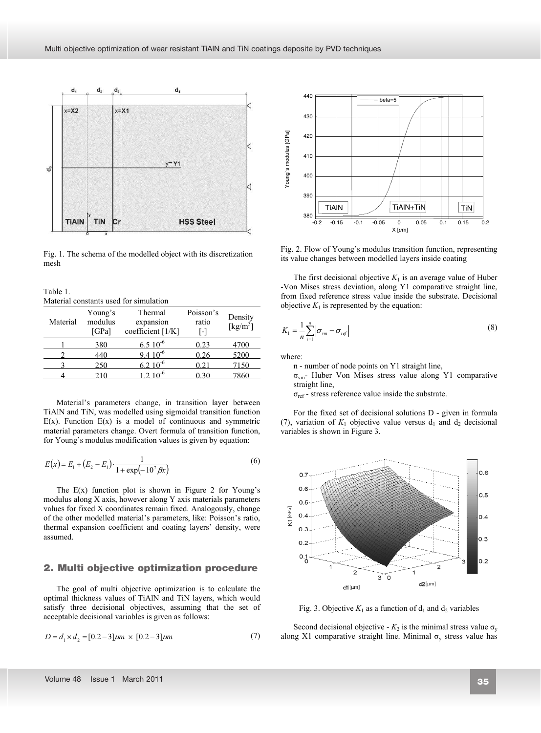Fig. 1. The schema of the modelled object with its discretization mesh

Table 1.
Material constants used for simulation

| Material | Young's modulus [GPa] | Thermal expansion coefficient [1/K] | Poisson's ratio [-] | Density [kg/m$^3$] |
|---|---|---|---|---|
| 1 | 380 | $6.5\ 10^{-6}$ | 0.23 | 4700 |
| 2 | 440 | $9.4\ 10^{-6}$ | 0.26 | 5200 |
| 3 | 250 | $6.2\ 10^{-6}$ | 0.21 | 7150 |
| 4 | 210 | $1.2\ 10^{-6}$ | 0.30 | 7860 |

Material's parameters change, in transition layer between TiAlN and TiN, was modelled using sigmoidal transition function E(x). Function E(x) is a model of continuous and symmetric material parameters change. Overt formula of transition function, for Young's modulus modification values is given by equation:

$$E(x) = E_1 + (E_2 - E_1) \cdot \frac{1}{1 + \exp(-10^7 \beta x)} \tag{6}$$

The E(x) function plot is shown in Figure 2 for Young's modulus along X axis, however along Y axis materials parameters values for fixed X coordinates remain fixed. Analogously, change of the other modelled material's parameters, like: Poisson's ratio, thermal expansion coefficient and coating layers' density, were assumed.

## 2. Multi objective optimization procedure

The goal of multi objective optimization is to calculate the optimal thickness values of TiAlN and TiN layers, which would satisfy three decisional objectives, assuming that the set of acceptable decisional variables is given as follows:

$$D = d_1 \times d_2 = [0.2 - 3]\mu m \times [0.2 - 3]\mu m \tag{7}$$

Fig. 2. Flow of Young's modulus transition function, representing its value changes between modelled layers inside coating

The first decisional objective $K_1$ is an average value of Huber -Von Mises stress deviation, along Y1 comparative straight line, from fixed reference stress value inside the substrate. Decisional objective $K_1$ is represented by the equation:

$$K_1 = \frac{1}{n} \sum_{i=1}^{n} \left| \sigma_{vm} - \sigma_{ref} \right| \tag{8}$$

where:

n - number of node points on Y1 straight line,

$\sigma_{vm}$- Huber Von Mises stress value along Y1 comparative straight line,

$\sigma_{ref}$ - stress reference value inside the substrate.

For the fixed set of decisional solutions D - given in formula (7), variation of $K_1$ objective value versus $d_1$ and $d_2$ decisional variables is shown in Figure 3.

Fig. 3. Objective $K_1$ as a function of $d_1$ and $d_2$ variables

Second decisional objective - $K_2$ is the minimal stress value $\sigma_y$ along X1 comparative straight line. Minimal $\sigma_y$ stress value has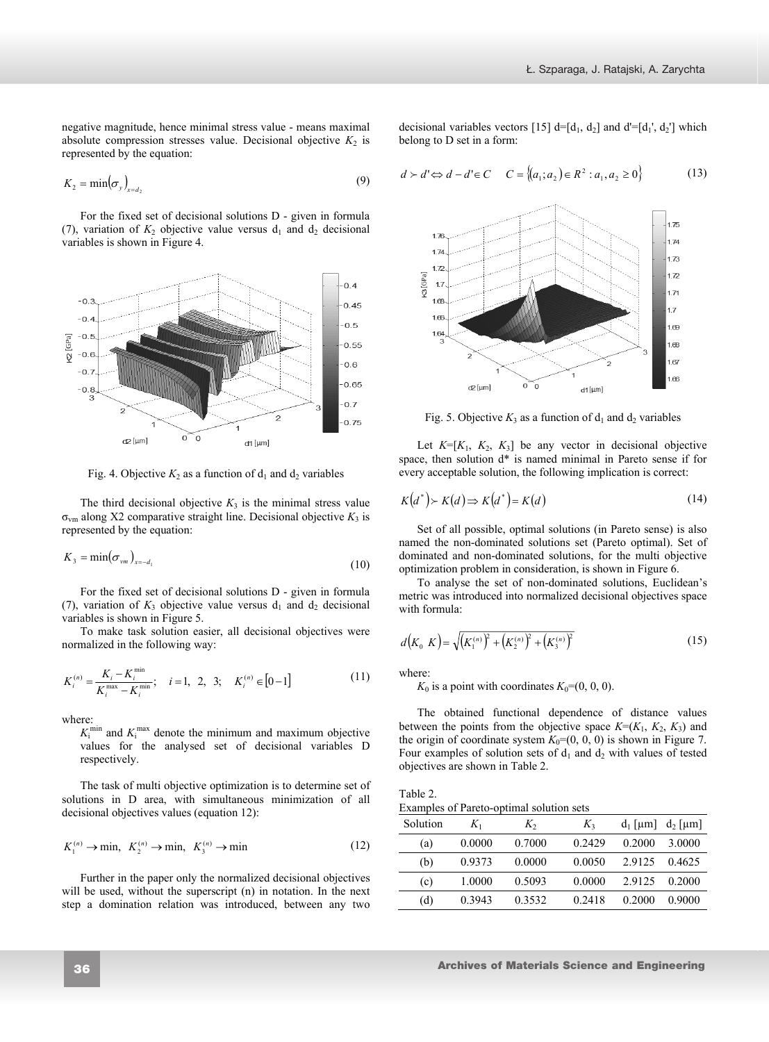negative magnitude, hence minimal stress value - means maximal absolute compression stresses value. Decisional objective $K_2$ is represented by the equation:

$$K_2 = \min(\sigma_y)_{x=d_2} \tag{9}$$

For the fixed set of decisional solutions D - given in formula (7), variation of $K_2$ objective value versus $d_1$ and $d_2$ decisional variables is shown in Figure 4.

Fig. 4. Objective $K_2$ as a function of $d_1$ and $d_2$ variables

The third decisional objective $K_3$ is the minimal stress value $\sigma_{vm}$ along X2 comparative straight line. Decisional objective $K_3$ is represented by the equation:

$$K_3 = \min(\sigma_{vm})_{x=-d_1} \tag{10}$$

For the fixed set of decisional solutions D - given in formula (7), variation of $K_3$ objective value versus $d_1$ and $d_2$ decisional variables is shown in Figure 5.

To make task solution easier, all decisional objectives were normalized in the following way:

$$K_i^{(n)} = \frac{K_i - K_i^{\min}}{K_i^{\max} - K_i^{\min}}; \quad i = 1,\ 2,\ 3; \quad K_i^{(n)} \in [0-1] \tag{11}$$

where:

$K_i^{\min}$ and $K_i^{\max}$ denote the minimum and maximum objective values for the analysed set of decisional variables D respectively.

The task of multi objective optimization is to determine set of solutions in D area, with simultaneous minimization of all decisional objectives values (equation 12):

$$K_1^{(n)} \to \min,\ K_2^{(n)} \to \min,\ K_3^{(n)} \to \min \tag{12}$$

Further in the paper only the normalized decisional objectives will be used, without the superscript (n) in notation. In the next step a domination relation was introduced, between any two decisional variables vectors [15] d=[$d_1$, $d_2$] and d'=[$d_1$', $d_2$'] which belong to D set in a form:

$$d \succ d' \Leftrightarrow d - d' \in C \qquad C = \{(a_1; a_2) \in R^2 : a_1, a_2 \geq 0\} \tag{13}$$

Fig. 5. Objective $K_3$ as a function of $d_1$ and $d_2$ variables

Let $K$=[$K_1$, $K_2$, $K_3$] be any vector in decisional objective space, then solution d* is named minimal in Pareto sense if for every acceptable solution, the following implication is correct:

$$K(d^*) \succ K(d) \Rightarrow K(d^*) = K(d) \tag{14}$$

Set of all possible, optimal solutions (in Pareto sense) is also named the non-dominated solutions set (Pareto optimal). Set of dominated and non-dominated solutions, for the multi objective optimization problem in consideration, is shown in Figure 6.

To analyse the set of non-dominated solutions, Euclidean's metric was introduced into normalized decisional objectives space with formula:

$$d(K_0\ K) = \sqrt{\left(K_1^{(n)}\right)^2 + \left(K_2^{(n)}\right)^2 + \left(K_3^{(n)}\right)^2} \tag{15}$$

where:

$K_0$ is a point with coordinates $K_0$=(0, 0, 0).

The obtained functional dependence of distance values between the points from the objective space $K$=($K_1$, $K_2$, $K_3$) and the origin of coordinate system $K_0$=(0, 0, 0) is shown in Figure 7. Four examples of solution sets of $d_1$ and $d_2$ with values of tested objectives are shown in Table 2.

Table 2.
Examples of Pareto-optimal solution sets

| Solution | $K_1$ | $K_2$ | $K_3$ | $d_1$ [μm] | $d_2$ [μm] |
|---|---|---|---|---|---|
| (a) | 0.0000 | 0.7000 | 0.2429 | 0.2000 | 3.0000 |
| (b) | 0.9373 | 0.0000 | 0.0050 | 2.9125 | 0.4625 |
| (c) | 1.0000 | 0.5093 | 0.0000 | 2.9125 | 0.2000 |
| (d) | 0.3943 | 0.3532 | 0.2418 | 0.2000 | 0.9000 |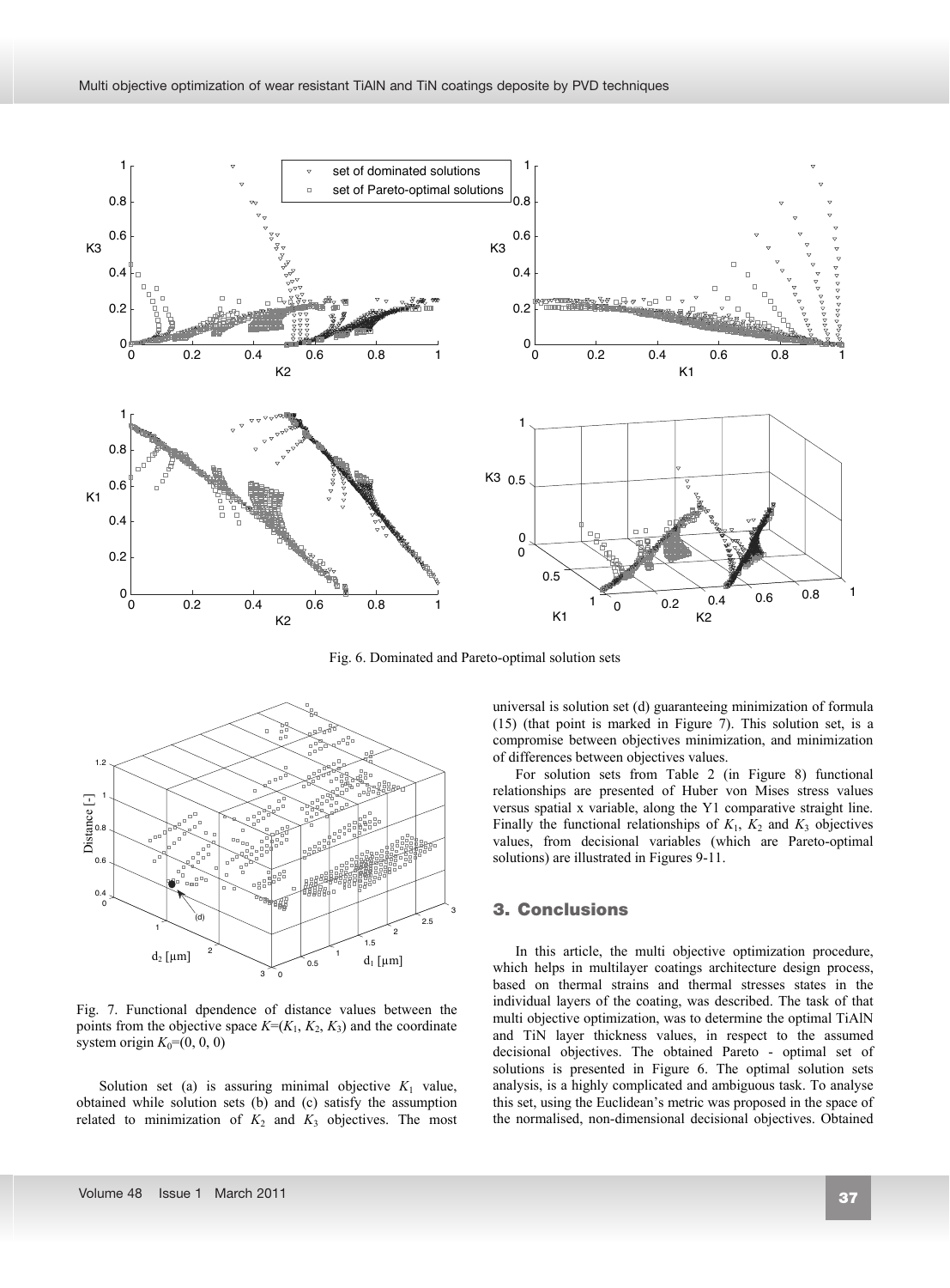Fig. 6. Dominated and Pareto-optimal solution sets

Fig. 7. Functional dpendence of distance values between the points from the objective space $K=(K_1, K_2, K_3)$ and the coordinate system origin $K_0=(0, 0, 0)$

Solution set (a) is assuring minimal objective $K_1$ value, obtained while solution sets (b) and (c) satisfy the assumption related to minimization of $K_2$ and $K_3$ objectives. The most universal is solution set (d) guaranteeing minimization of formula (15) (that point is marked in Figure 7). This solution set, is a compromise between objectives minimization, and minimization of differences between objectives values.

For solution sets from Table 2 (in Figure 8) functional relationships are presented of Huber von Mises stress values versus spatial x variable, along the Y1 comparative straight line. Finally the functional relationships of $K_1$, $K_2$ and $K_3$ objectives values, from decisional variables (which are Pareto-optimal solutions) are illustrated in Figures 9-11.

## 3. Conclusions

In this article, the multi objective optimization procedure, which helps in multilayer coatings architecture design process, based on thermal strains and thermal stresses states in the individual layers of the coating, was described. The task of that multi objective optimization, was to determine the optimal TiAlN and TiN layer thickness values, in respect to the assumed decisional objectives. The obtained Pareto - optimal set of solutions is presented in Figure 6. The optimal solution sets analysis, is a highly complicated and ambiguous task. To analyse this set, using the Euclidean's metric was proposed in the space of the normalised, non-dimensional decisional objectives. Obtained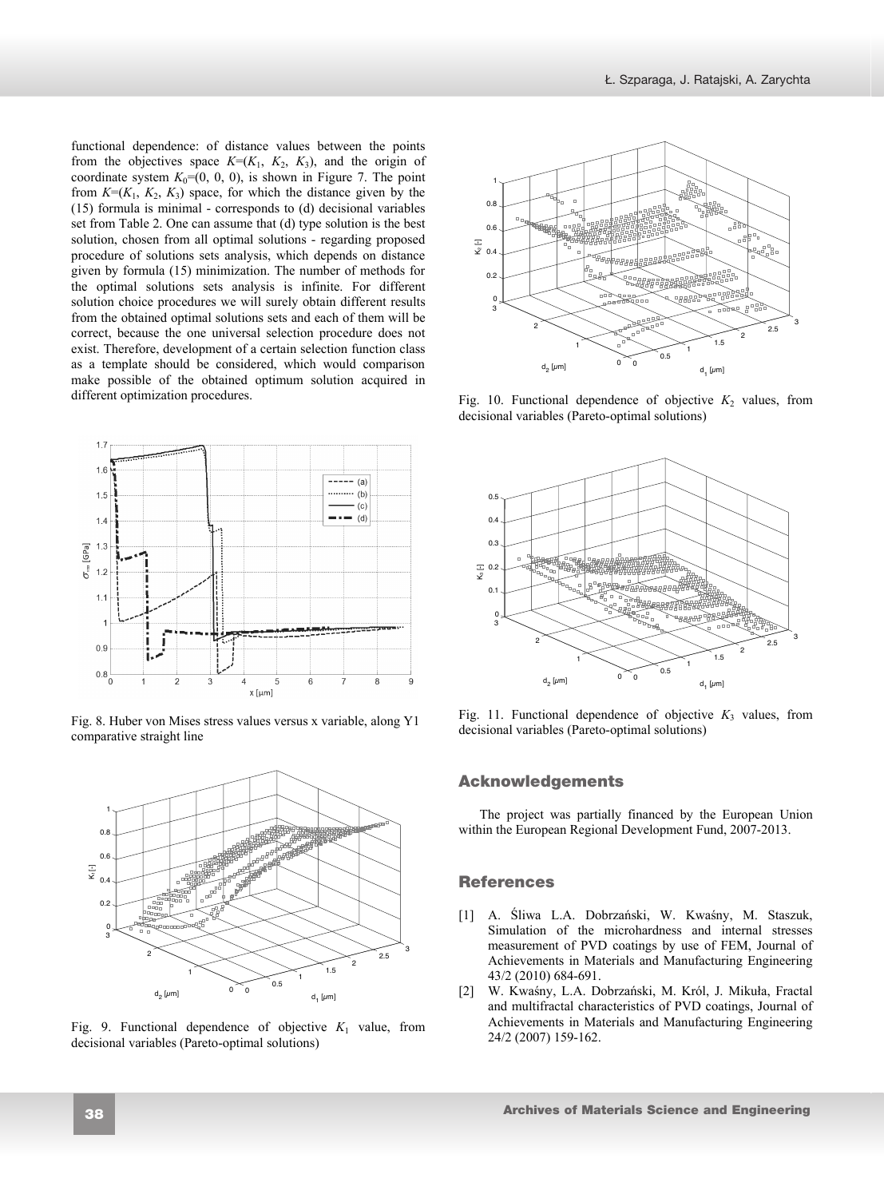functional dependence: of distance values between the points from the objectives space $K=(K_1, K_2, K_3)$, and the origin of coordinate system $K_0=(0, 0, 0)$, is shown in Figure 7. The point from $K=(K_1, K_2, K_3)$ space, for which the distance given by the (15) formula is minimal - corresponds to (d) decisional variables set from Table 2. One can assume that (d) type solution is the best solution, chosen from all optimal solutions - regarding proposed procedure of solutions sets analysis, which depends on distance given by formula (15) minimization. The number of methods for the optimal solutions sets analysis is infinite. For different solution choice procedures we will surely obtain different results from the obtained optimal solutions sets and each of them will be correct, because the one universal selection procedure does not exist. Therefore, development of a certain selection function class as a template should be considered, which would comparison make possible of the obtained optimum solution acquired in different optimization procedures.

Fig. 8. Huber von Mises stress values versus x variable, along Y1 comparative straight line

Fig. 9. Functional dependence of objective $K_1$ value, from decisional variables (Pareto-optimal solutions)

Fig. 10. Functional dependence of objective $K_2$ values, from decisional variables (Pareto-optimal solutions)

Fig. 11. Functional dependence of objective $K_3$ values, from decisional variables (Pareto-optimal solutions)

## Acknowledgements

The project was partially financed by the European Union within the European Regional Development Fund, 2007-2013.

## References

[1] A. Śliwa L.A. Dobrzański, W. Kwaśny, M. Staszuk, Simulation of the microhardness and internal stresses measurement of PVD coatings by use of FEM, Journal of Achievements in Materials and Manufacturing Engineering 43/2 (2010) 684-691.

[2] W. Kwaśny, L.A. Dobrzański, M. Król, J. Mikuła, Fractal and multifractal characteristics of PVD coatings, Journal of Achievements in Materials and Manufacturing Engineering 24/2 (2007) 159-162.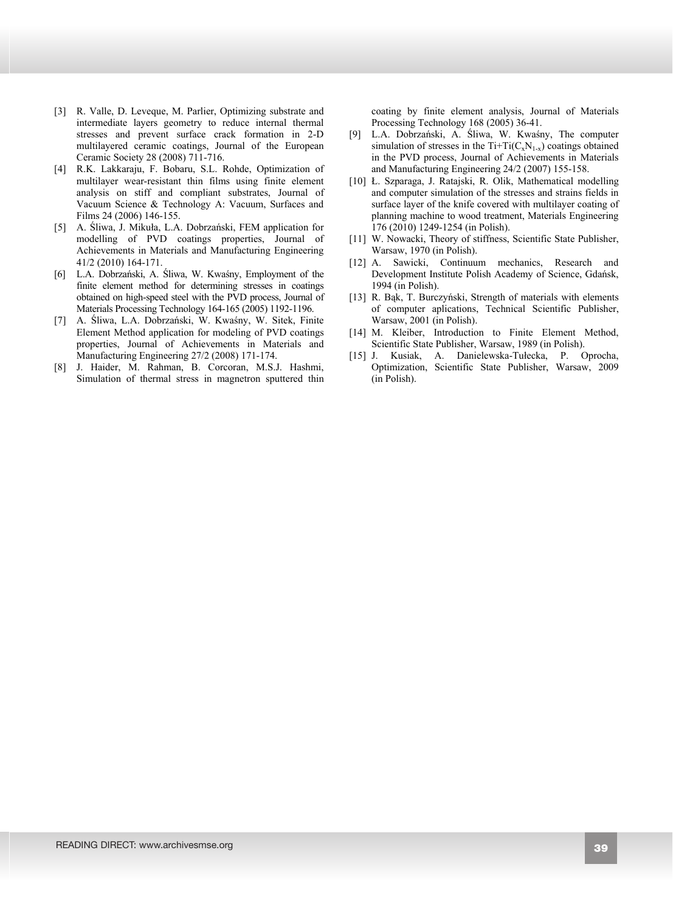[3] R. Valle, D. Leveque, M. Parlier, Optimizing substrate and intermediate layers geometry to reduce internal thermal stresses and prevent surface crack formation in 2-D multilayered ceramic coatings, Journal of the European Ceramic Society 28 (2008) 711-716.

[4] R.K. Lakkaraju, F. Bobaru, S.L. Rohde, Optimization of multilayer wear-resistant thin films using finite element analysis on stiff and compliant substrates, Journal of Vacuum Science & Technology A: Vacuum, Surfaces and Films 24 (2006) 146-155.

[5] A. Śliwa, J. Mikuła, L.A. Dobrzański, FEM application for modelling of PVD coatings properties, Journal of Achievements in Materials and Manufacturing Engineering 41/2 (2010) 164-171.

[6] L.A. Dobrzański, A. Śliwa, W. Kwaśny, Employment of the finite element method for determining stresses in coatings obtained on high-speed steel with the PVD process, Journal of Materials Processing Technology 164-165 (2005) 1192-1196.

[7] A. Śliwa, L.A. Dobrzański, W. Kwaśny, W. Sitek, Finite Element Method application for modeling of PVD coatings properties, Journal of Achievements in Materials and Manufacturing Engineering 27/2 (2008) 171-174.

[8] J. Haider, M. Rahman, B. Corcoran, M.S.J. Hashmi, Simulation of thermal stress in magnetron sputtered thin coating by finite element analysis, Journal of Materials Processing Technology 168 (2005) 36-41.

[9] L.A. Dobrzański, A. Śliwa, W. Kwaśny, The computer simulation of stresses in the $Ti+Ti(C_xN_{1-x})$ coatings obtained in the PVD process, Journal of Achievements in Materials and Manufacturing Engineering 24/2 (2007) 155-158.

[10] Ł. Szparaga, J. Ratajski, R. Olik, Mathematical modelling and computer simulation of the stresses and strains fields in surface layer of the knife covered with multilayer coating of planning machine to wood treatment, Materials Engineering 176 (2010) 1249-1254 (in Polish).

[11] W. Nowacki, Theory of stiffness, Scientific State Publisher, Warsaw, 1970 (in Polish).

[12] A. Sawicki, Continuum mechanics, Research and Development Institute Polish Academy of Science, Gdańsk, 1994 (in Polish).

[13] R. Bąk, T. Burczyński, Strength of materials with elements of computer aplications, Technical Scientific Publisher, Warsaw, 2001 (in Polish).

[14] M. Kleiber, Introduction to Finite Element Method, Scientific State Publisher, Warsaw, 1989 (in Polish).

[15] J. Kusiak, A. Danielewska-Tułecka, P. Oprocha, Optimization, Scientific State Publisher, Warsaw, 2009 (in Polish).